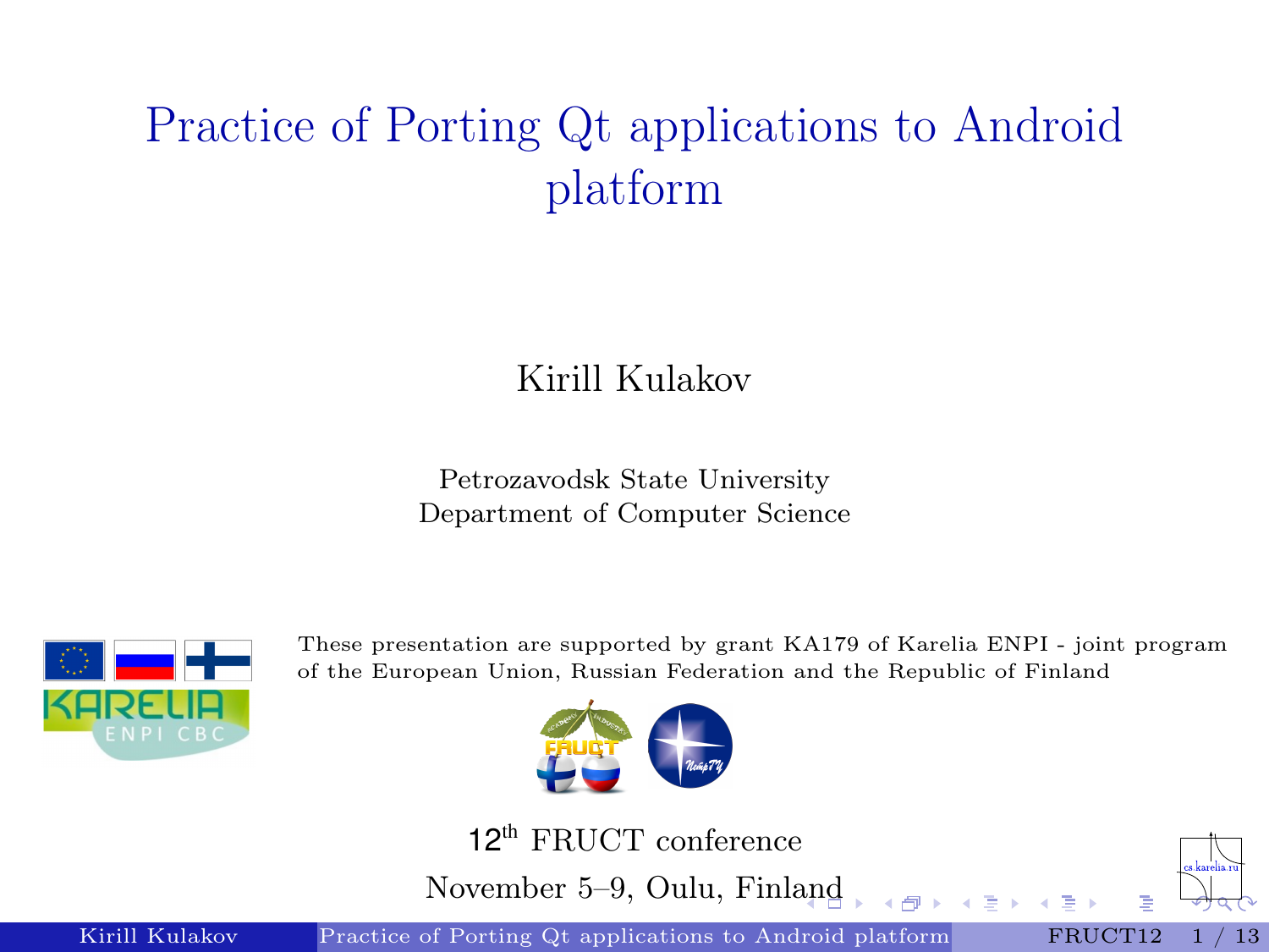# Practice of Porting Qt applications to Android platform

Kirill Kulakov

Petrozavodsk State University
Department of Computer Science

These presentation are supported by grant KA179 of Karelia ENPI - joint program of the European Union, Russian Federation and the Republic of Finland

12th FRUCT conference

November 5–9, Oulu, Finland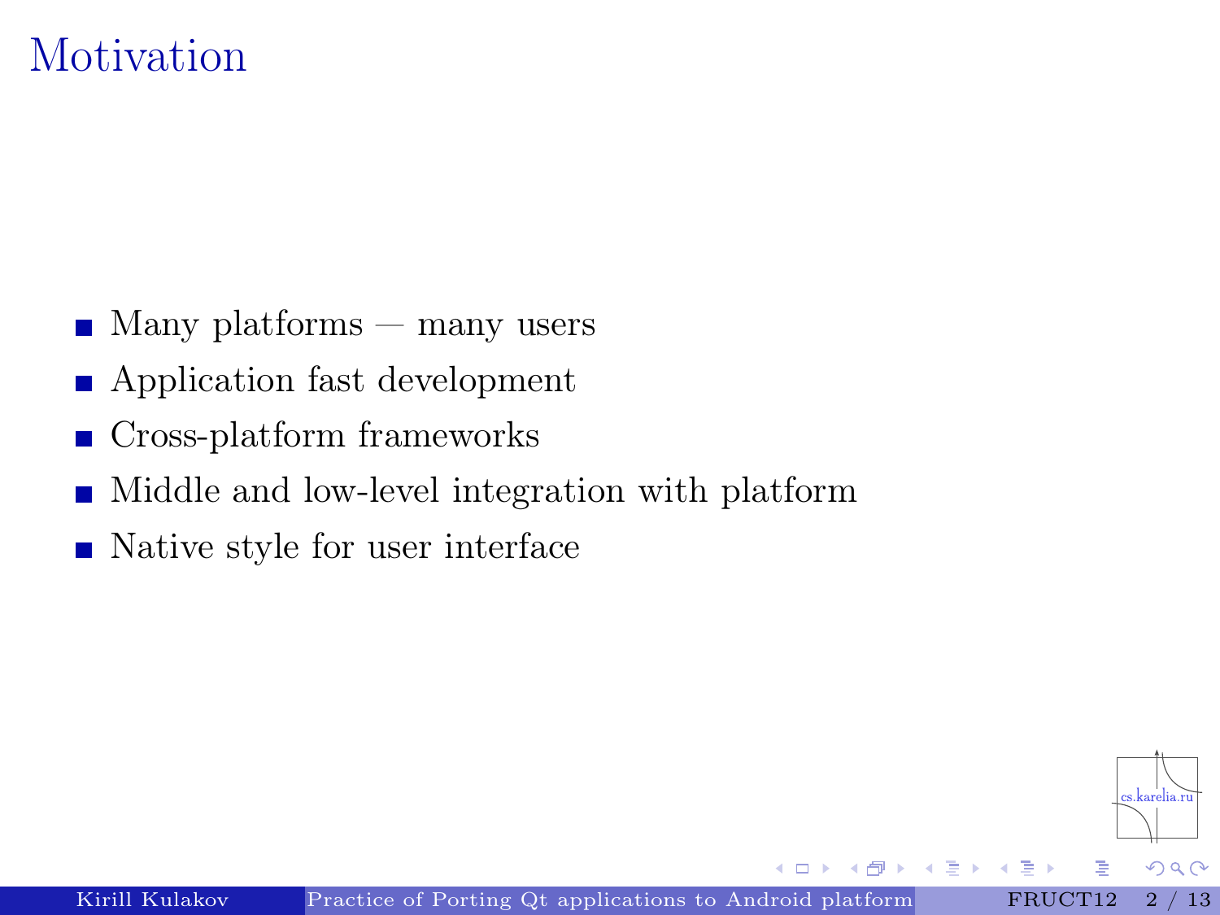# Motivation

- Many platforms — many users
- Application fast development
- Cross-platform frameworks
- Middle and low-level integration with platform
- Native style for user interface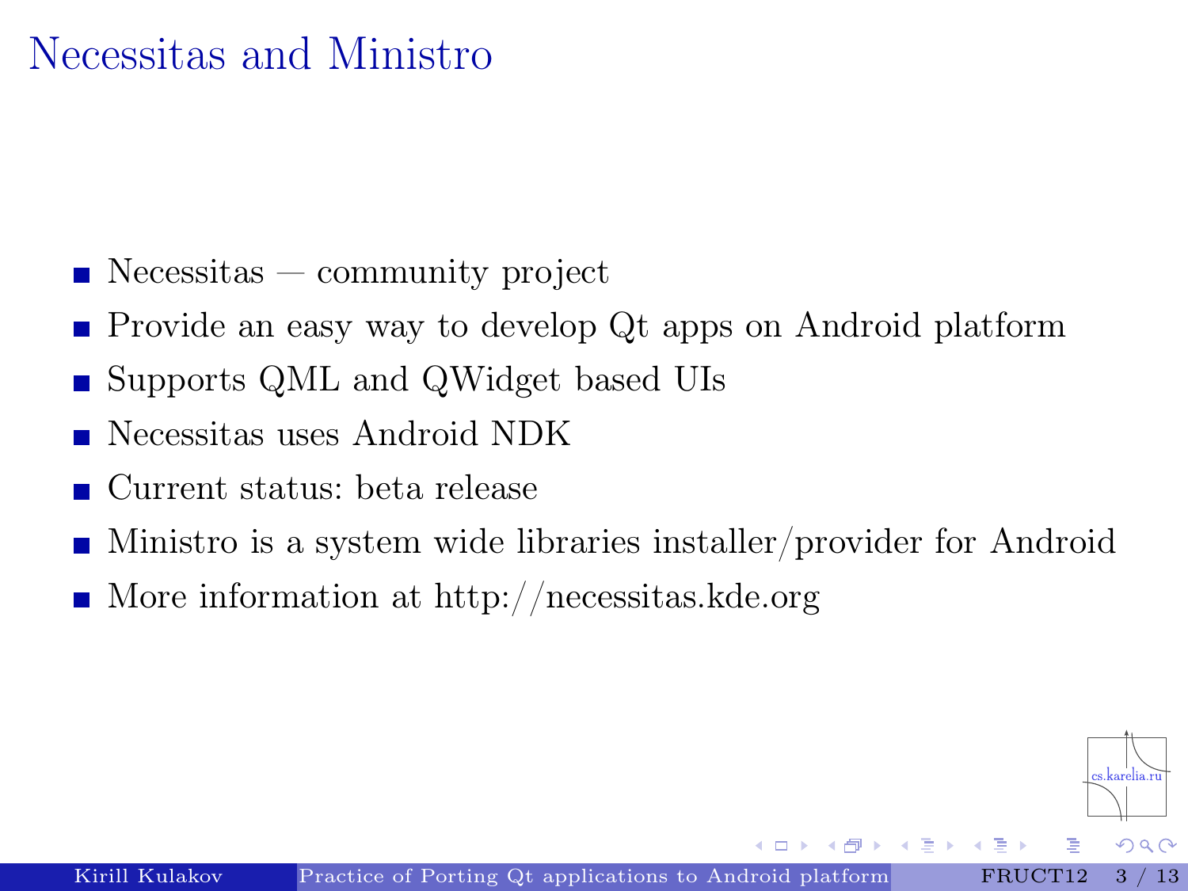# Necessitas and Ministro

- Necessitas — community project
- Provide an easy way to develop Qt apps on Android platform
- Supports QML and QWidget based UIs
- Necessitas uses Android NDK
- Current status: beta release
- Ministro is a system wide libraries installer/provider for Android
- More information at http://necessitas.kde.org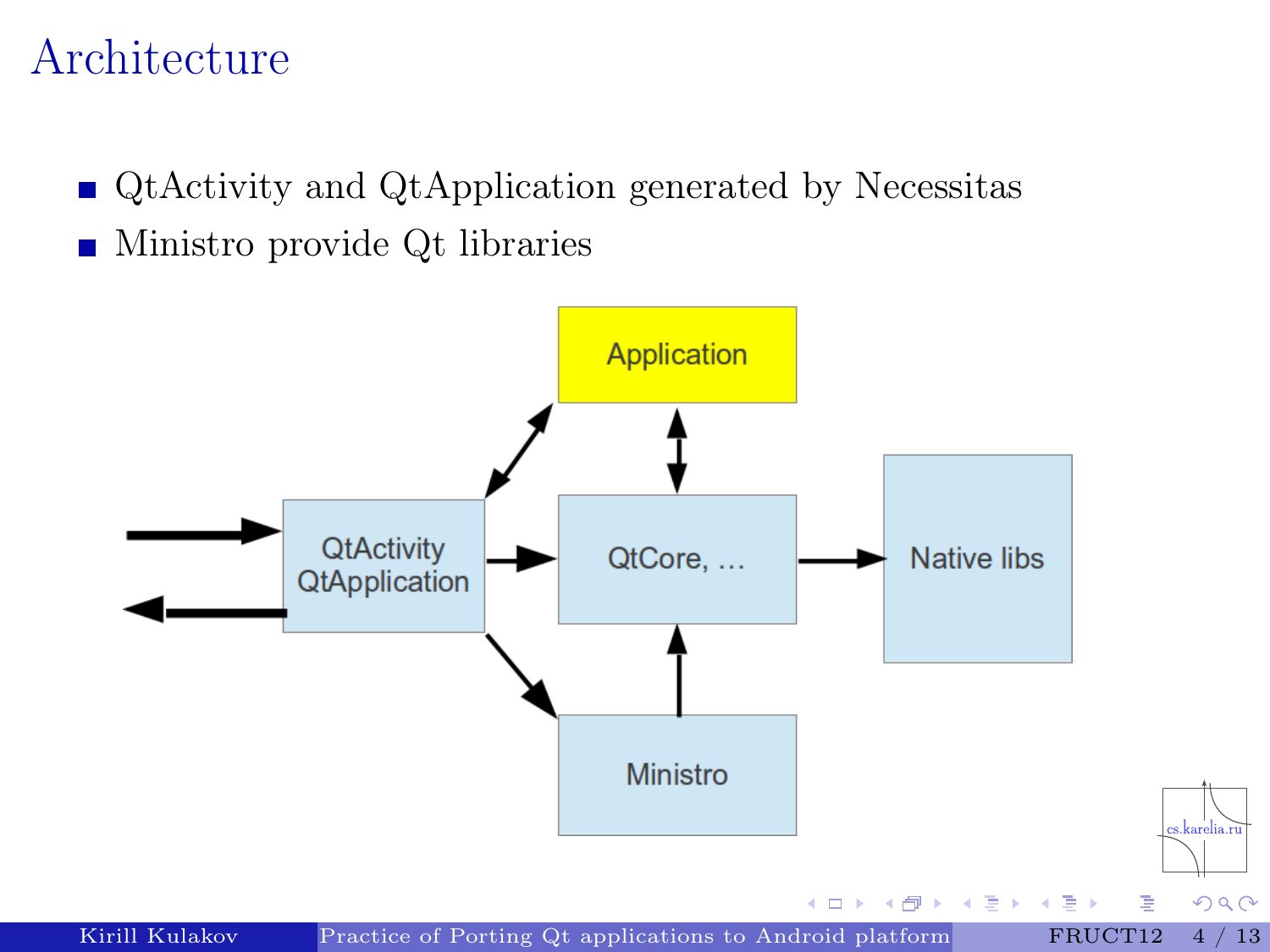# Architecture

- QtActivity and QtApplication generated by Necessitas
- Ministro provide Qt libraries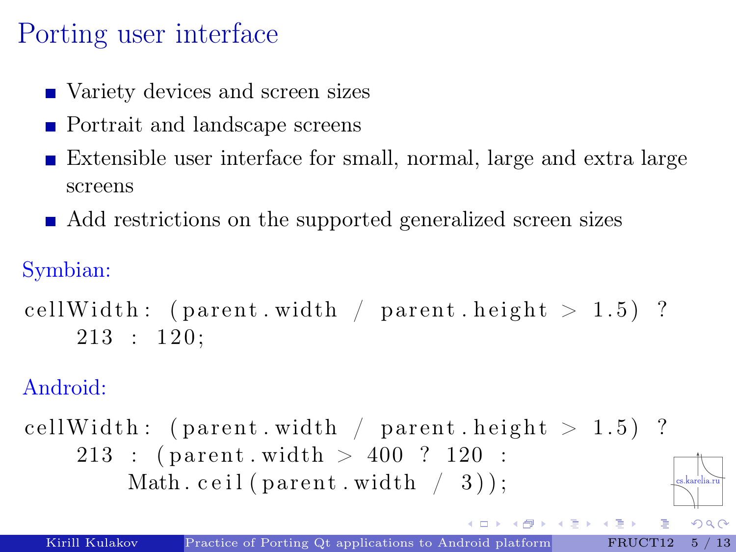# Porting user interface

- Variety devices and screen sizes
- Portrait and landscape screens
- Extensible user interface for small, normal, large and extra large screens
- Add restrictions on the supported generalized screen sizes

Symbian:

```
cellWidth: (parent.width / parent.height > 1.5) ?
    213 : 120;
```

Android:

```
cellWidth: (parent.width / parent.height > 1.5) ?
    213 : (parent.width > 400 ? 120 :
        Math.ceil(parent.width / 3));
```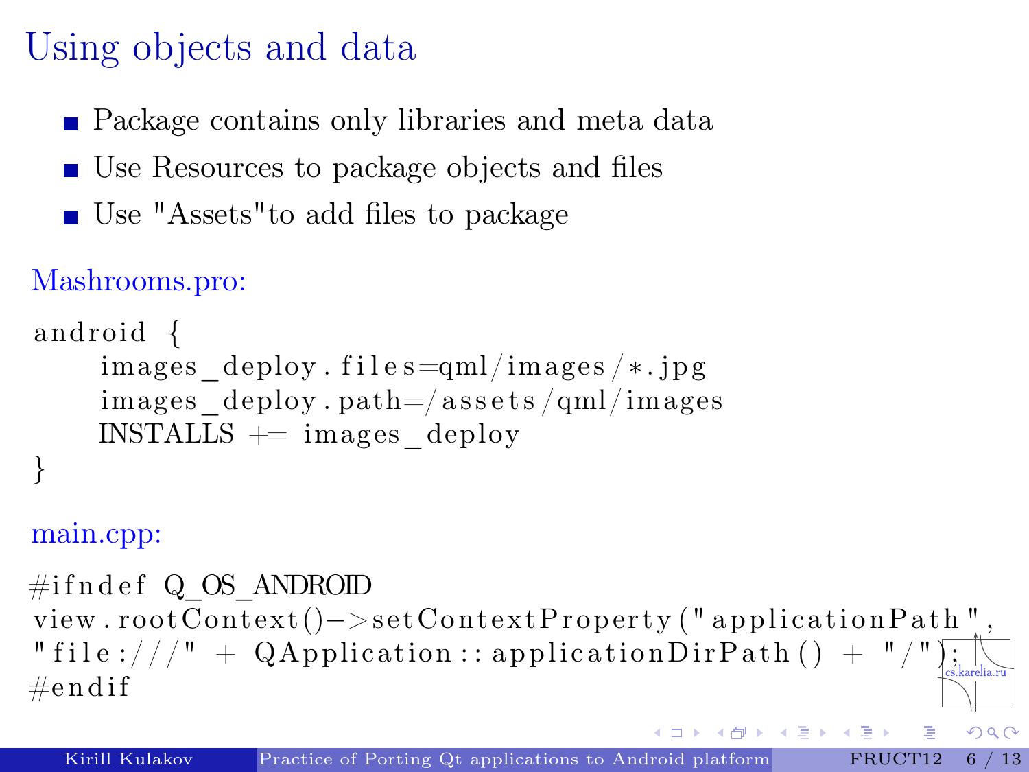# Using objects and data

- Package contains only libraries and meta data
- Use Resources to package objects and files
- Use "Assets"to add files to package

Mashrooms.pro:

```
android {
    images_deploy.files=qml/images/*.jpg
    images_deploy.path=/assets/qml/images
    INSTALLS += images_deploy
}
```

main.cpp:

```
#ifndef Q_OS_ANDROID
view.rootContext()->setContextProperty("applicationPath",
"file:///" + QApplication::applicationDirPath() + "/");
#endif
```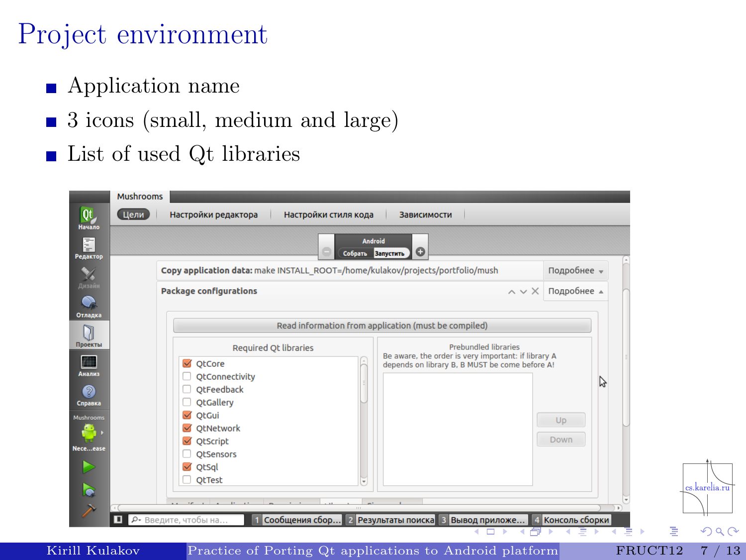# Project environment

- Application name
- 3 icons (small, medium and large)
- List of used Qt libraries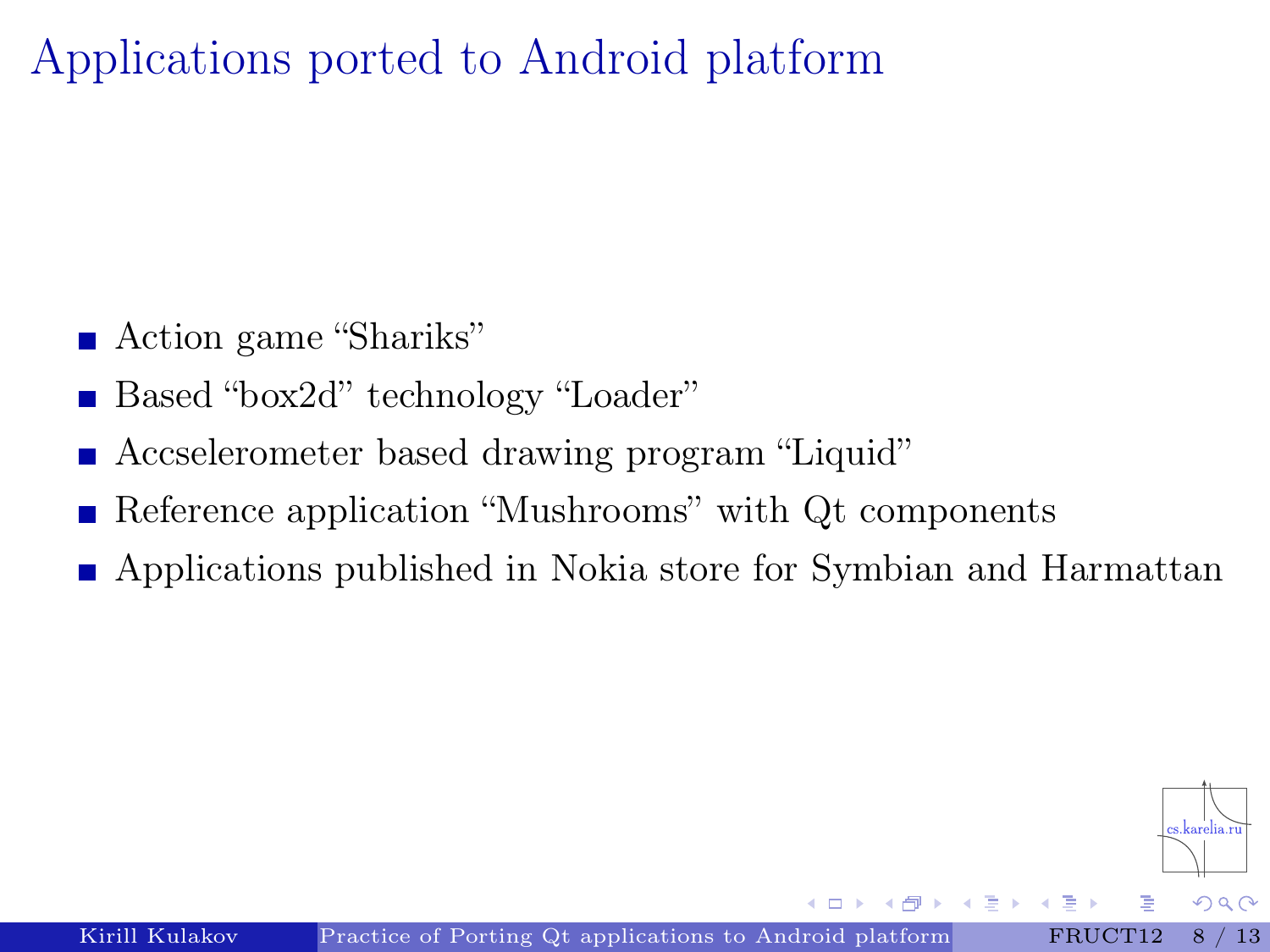# Applications ported to Android platform

- Action game “Shariks”
- Based “box2d” technology “Loader”
- Accselerometer based drawing program “Liquid”
- Reference application “Mushrooms” with Qt components
- Applications published in Nokia store for Symbian and Harmattan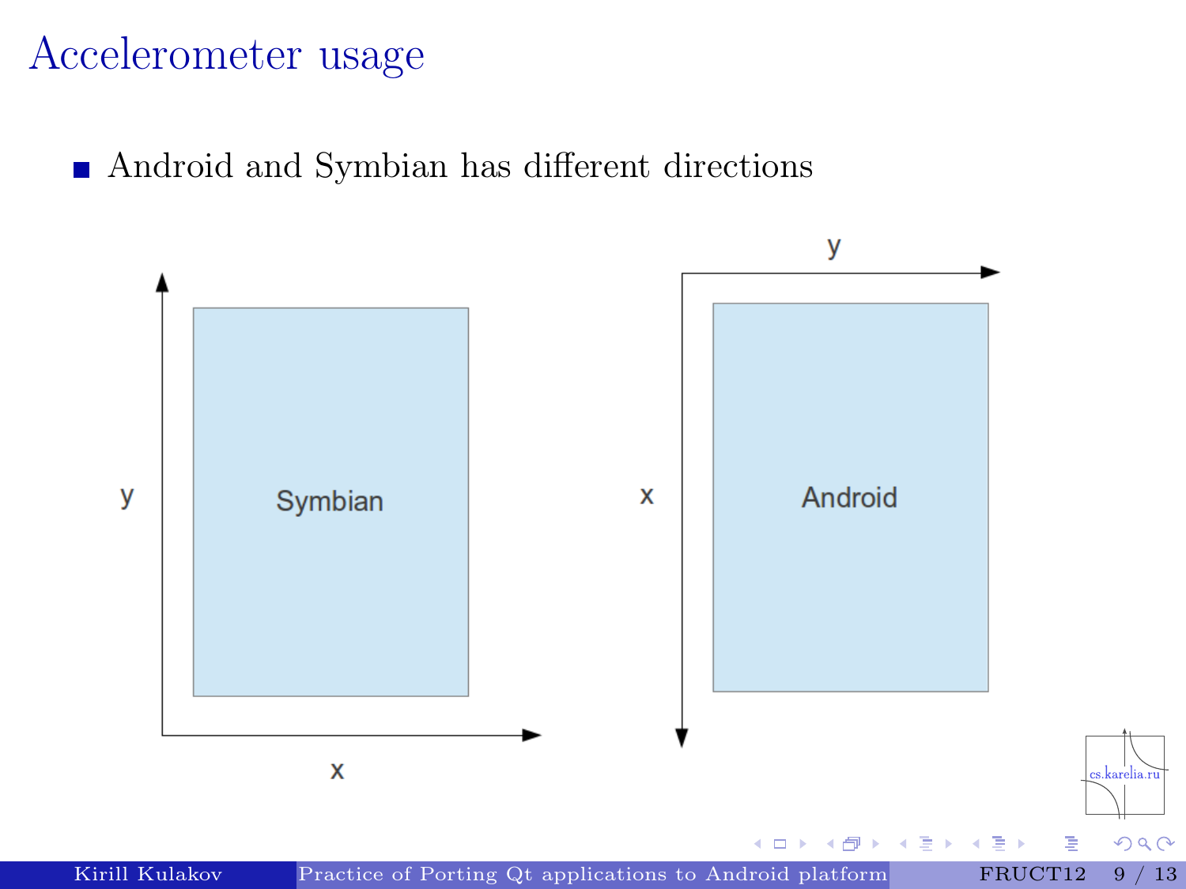# Accelerometer usage

- Android and Symbian has different directions

y

Symbian

x

y

x

Android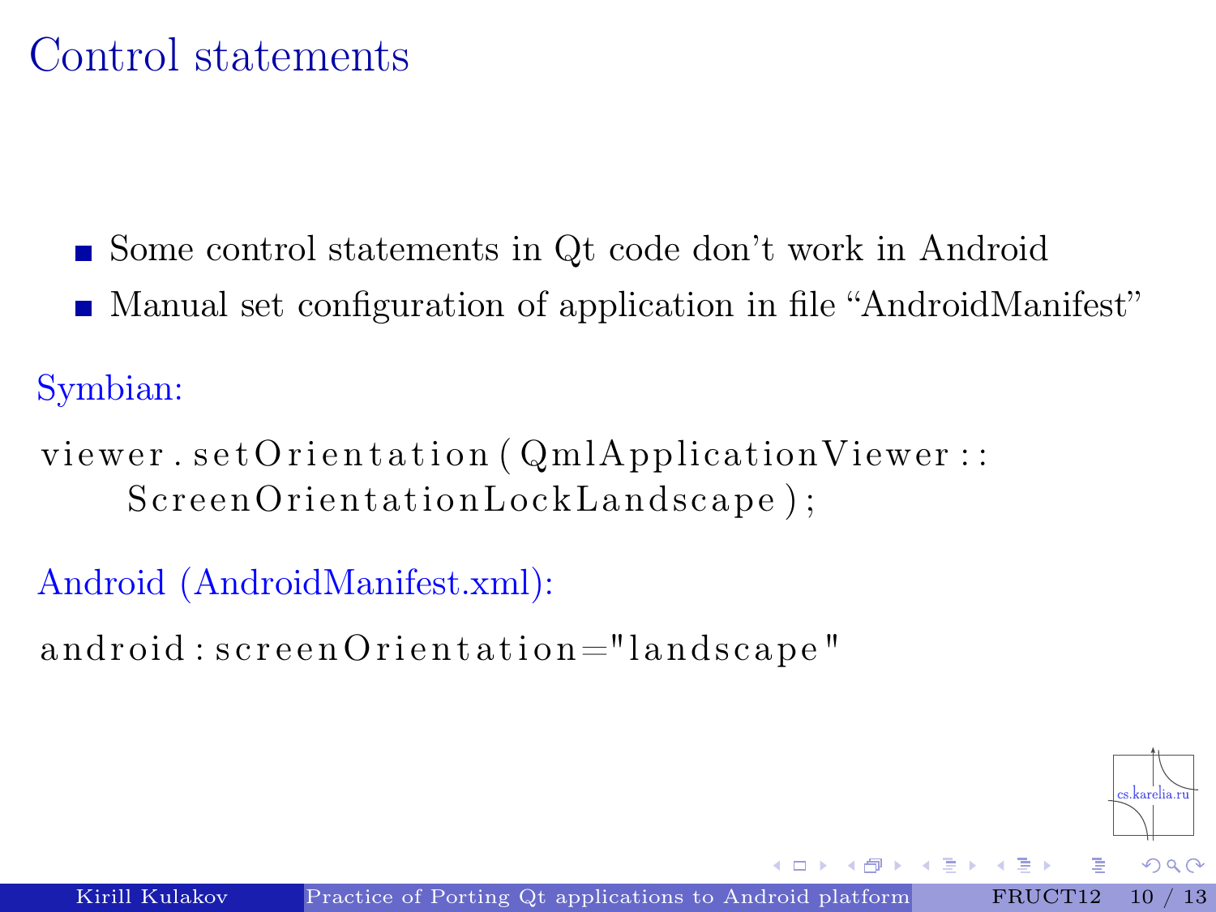# Control statements

- Some control statements in Qt code don't work in Android
- Manual set configuration of application in file "AndroidManifest"

Symbian:

```
viewer.setOrientation(QmlApplicationViewer::
    ScreenOrientationLockLandscape);
```

Android (AndroidManifest.xml):

```
android:screenOrientation="landscape"
```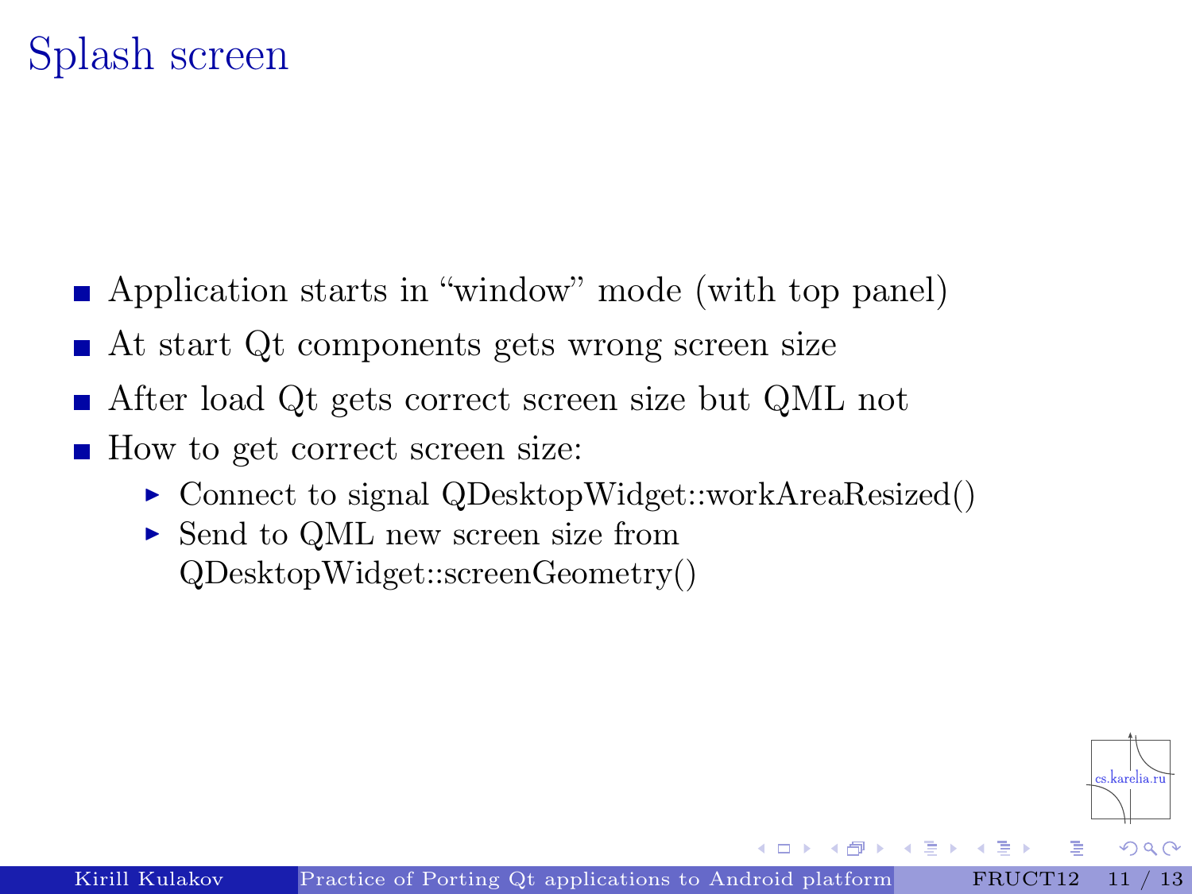# Splash screen

- Application starts in “window” mode (with top panel)
- At start Qt components gets wrong screen size
- After load Qt gets correct screen size but QML not
- How to get correct screen size:
  - Connect to signal QDesktopWidget::workAreaResized()
  - Send to QML new screen size from QDesktopWidget::screenGeometry()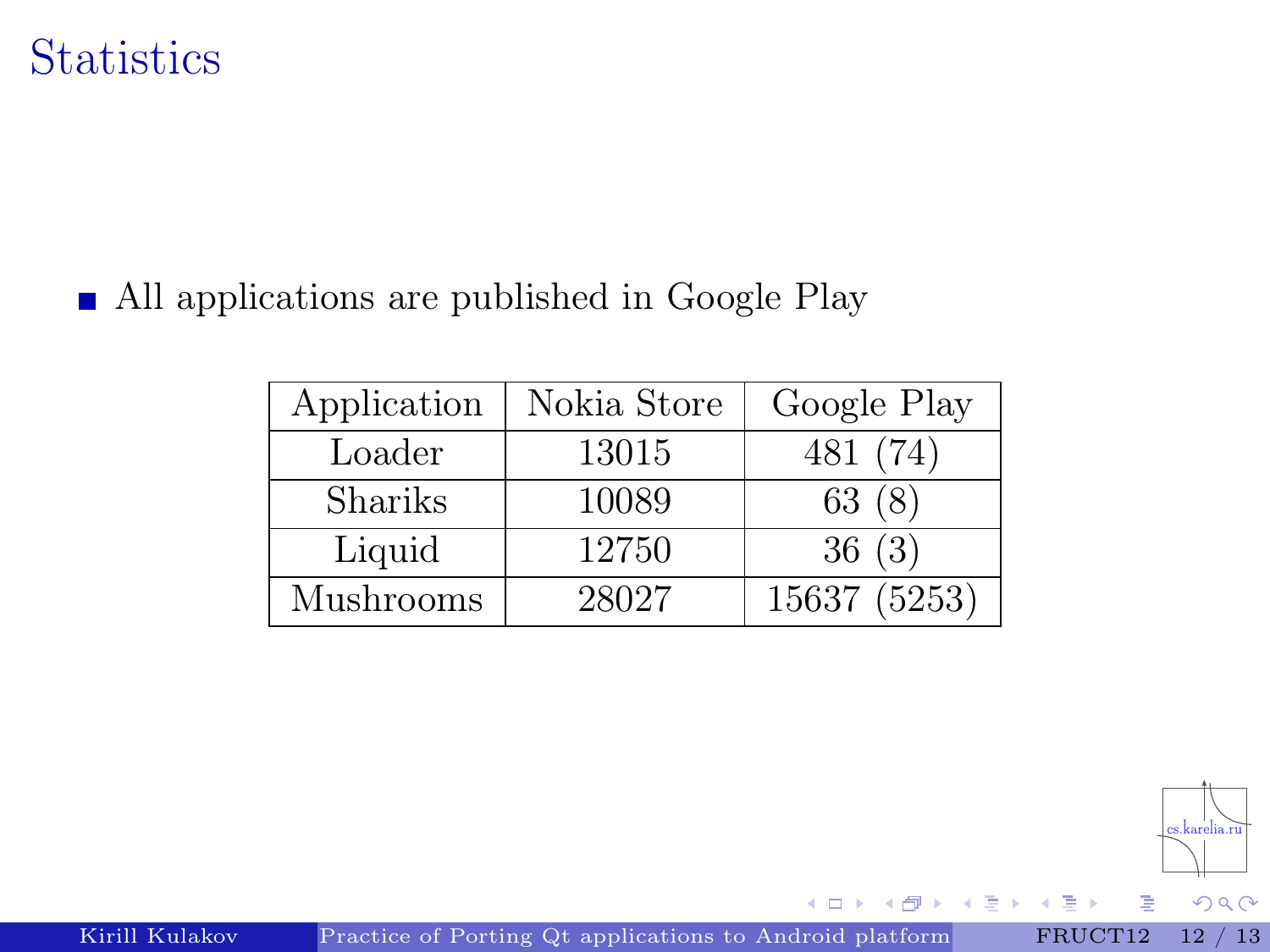# Statistics

- All applications are published in Google Play

| Application | Nokia Store | Google Play |
|---|---|---|
| Loader | 13015 | 481 (74) |
| Shariks | 10089 | 63 (8) |
| Liquid | 12750 | 36 (3) |
| Mushrooms | 28027 | 15637 (5253) |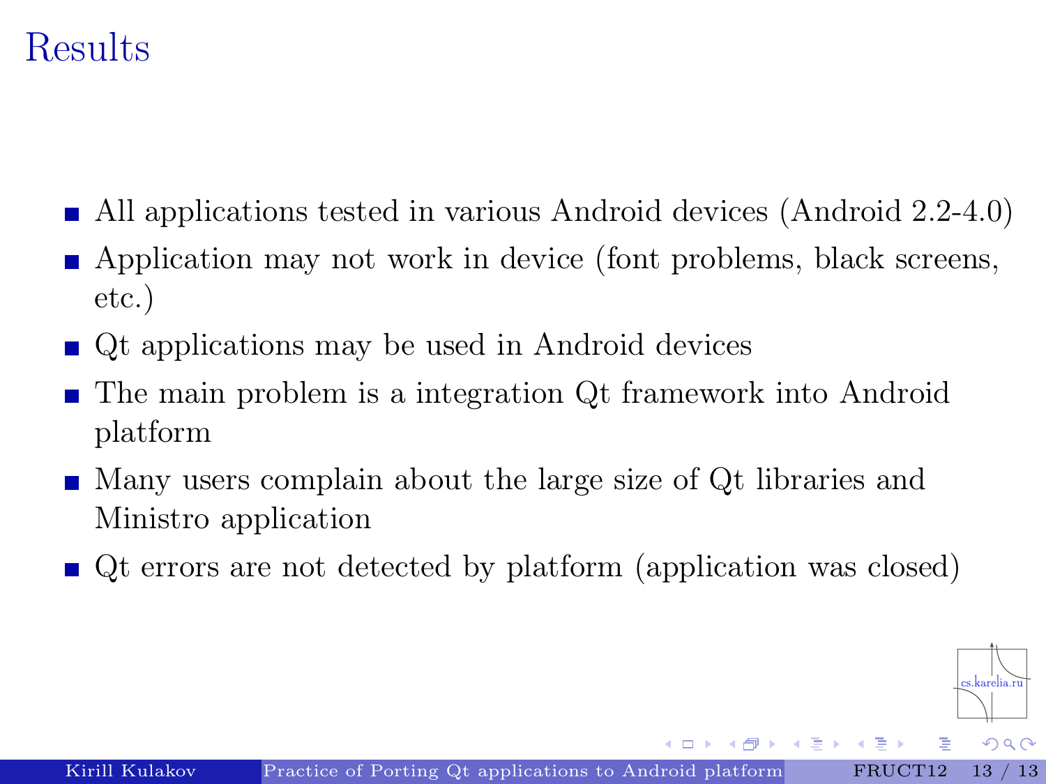# Results

- All applications tested in various Android devices (Android 2.2-4.0)
- Application may not work in device (font problems, black screens, etc.)
- Qt applications may be used in Android devices
- The main problem is a integration Qt framework into Android platform
- Many users complain about the large size of Qt libraries and Ministro application
- Qt errors are not detected by platform (application was closed)